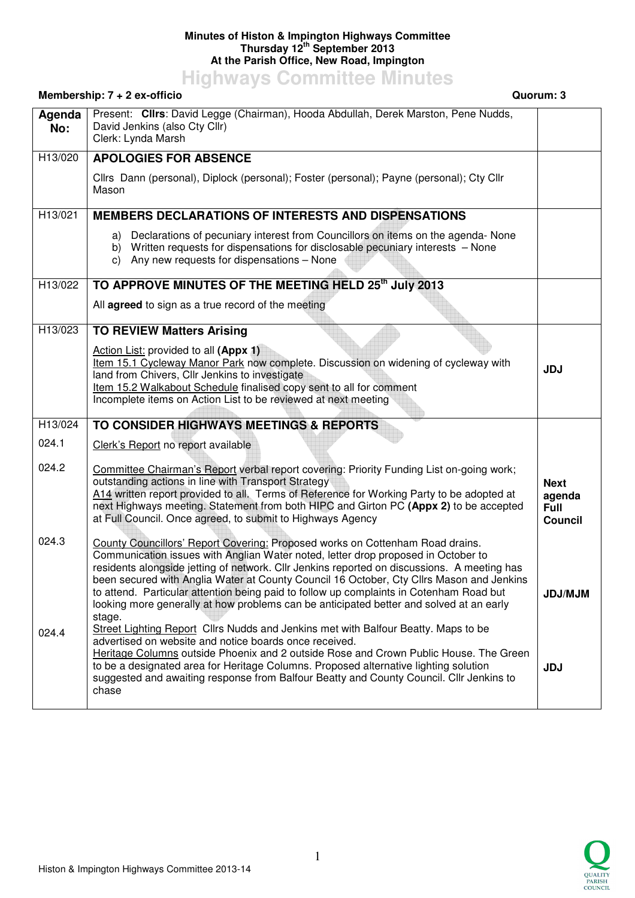**Minutes of Histon & Impington Highways Committee**
**Thursday 12th September 2013**
**At the Parish Office, New Road, Impington**

# Highways Committee Minutes

**Membership: 7 + 2 ex-officio** **Quorum: 3**

| Agenda No: | Present: **Cllrs**: David Legge (Chairman), Hooda Abdullah, Derek Marston, Pene Nudds, David Jenkins (also Cty Cllr)<br>Clerk: Lynda Marsh | |
|---|---|---|
| H13/020 | **APOLOGIES FOR ABSENCE**<br><br>Cllrs Dann (personal), Diplock (personal); Foster (personal); Payne (personal); Cty Cllr Mason | |
| H13/021 | **MEMBERS DECLARATIONS OF INTERESTS AND DISPENSATIONS**<br><br>a) Declarations of pecuniary interest from Councillors on items on the agenda- None<br>b) Written requests for dispensations for disclosable pecuniary interests – None<br>c) Any new requests for dispensations – None | |
| H13/022 | **TO APPROVE MINUTES OF THE MEETING HELD 25th July 2013**<br><br>All **agreed** to sign as a true record of the meeting | |
| H13/023 | **TO REVIEW Matters Arising**<br><br>Action List: provided to all **(Appx 1)**<br>Item 15.1 Cycleway Manor Park now complete. Discussion on widening of cycleway with land from Chivers, Cllr Jenkins to investigate<br>Item 15.2 Walkabout Schedule finalised copy sent to all for comment<br>Incomplete items on Action List to be reviewed at next meeting | **JDJ** |
| H13/024 | **TO CONSIDER HIGHWAYS MEETINGS & REPORTS** | |
| 024.1 | Clerk's Report no report available | |
| 024.2 | Committee Chairman's Report verbal report covering: Priority Funding List on-going work; outstanding actions in line with Transport Strategy<br>A14 written report provided to all. Terms of Reference for Working Party to be adopted at next Highways meeting. Statement from both HIPC and Girton PC **(Appx 2)** to be accepted at Full Council. Once agreed, to submit to Highways Agency | **Next agenda Full Council** |
| 024.3 | County Councillors' Report Covering: Proposed works on Cottenham Road drains. Communication issues with Anglian Water noted, letter drop proposed in October to residents alongside jetting of network. Cllr Jenkins reported on discussions. A meeting has been secured with Anglia Water at County Council 16 October, Cty Cllrs Mason and Jenkins to attend. Particular attention being paid to follow up complaints in Cotenham Road but looking more generally at how problems can be anticipated better and solved at an early stage. | **JDJ/MJM** |
| 024.4 | Street Lighting Report Cllrs Nudds and Jenkins met with Balfour Beatty. Maps to be advertised on website and notice boards once received.<br>Heritage Columns outside Phoenix and 2 outside Rose and Crown Public House. The Green to be a designated area for Heritage Columns. Proposed alternative lighting solution suggested and awaiting response from Balfour Beatty and County Council. Cllr Jenkins to chase | **JDJ** |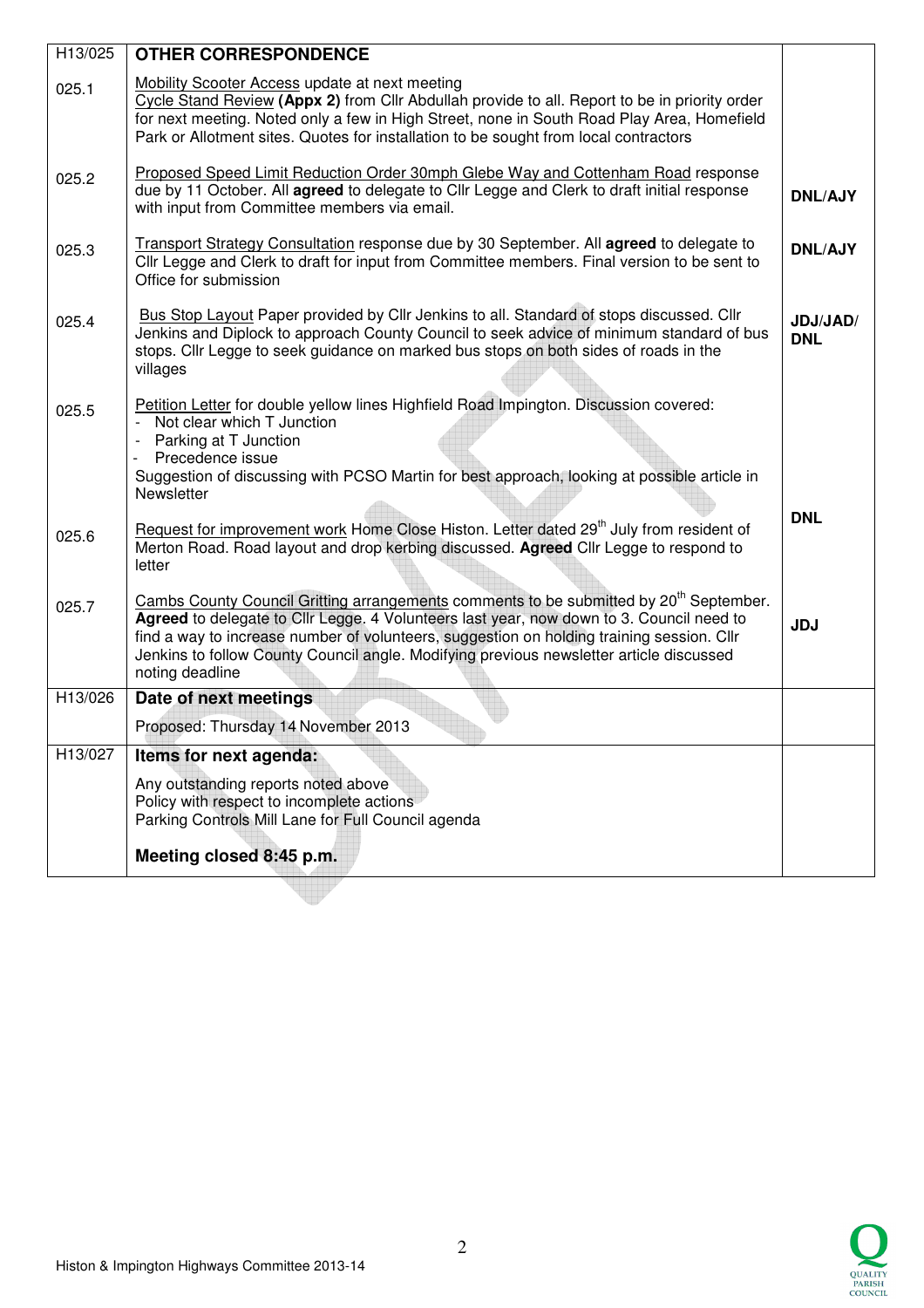| | | |
|---|---|---|
| H13/025 | **OTHER CORRESPONDENCE** | |
| 025.1 | Mobility Scooter Access update at next meeting<br>Cycle Stand Review **(Appx 2)** from Cllr Abdullah provide to all. Report to be in priority order for next meeting. Noted only a few in High Street, none in South Road Play Area, Homefield Park or Allotment sites. Quotes for installation to be sought from local contractors | |
| 025.2 | Proposed Speed Limit Reduction Order 30mph Glebe Way and Cottenham Road response due by 11 October. All **agreed** to delegate to Cllr Legge and Clerk to draft initial response with input from Committee members via email. | **DNL/AJY** |
| 025.3 | Transport Strategy Consultation response due by 30 September. All **agreed** to delegate to Cllr Legge and Clerk to draft for input from Committee members. Final version to be sent to Office for submission | **DNL/AJY** |
| 025.4 | Bus Stop Layout Paper provided by Cllr Jenkins to all. Standard of stops discussed. Cllr Jenkins and Diplock to approach County Council to seek advice of minimum standard of bus stops. Cllr Legge to seek guidance on marked bus stops on both sides of roads in the villages | **JDJ/JAD/ DNL** |
| 025.5 | Petition Letter for double yellow lines Highfield Road Impington. Discussion covered:<br>- Not clear which T Junction<br>- Parking at T Junction<br>- Precedence issue<br>Suggestion of discussing with PCSO Martin for best approach, looking at possible article in Newsletter | |
| 025.6 | Request for improvement work Home Close Histon. Letter dated 29th July from resident of Merton Road. Road layout and drop kerbing discussed. **Agreed** Cllr Legge to respond to letter | **DNL** |
| 025.7 | Cambs County Council Gritting arrangements comments to be submitted by 20th September. **Agreed** to delegate to Cllr Legge. 4 Volunteers last year, now down to 3. Council need to find a way to increase number of volunteers, suggestion on holding training session. Cllr Jenkins to follow County Council angle. Modifying previous newsletter article discussed noting deadline | **JDJ** |
| H13/026 | **Date of next meetings**<br><br>Proposed: Thursday 14 November 2013 | |
| H13/027 | **Items for next agenda:**<br><br>Any outstanding reports noted above<br>Policy with respect to incomplete actions<br>Parking Controls Mill Lane for Full Council agenda<br><br>**Meeting closed 8:45 p.m.** | |